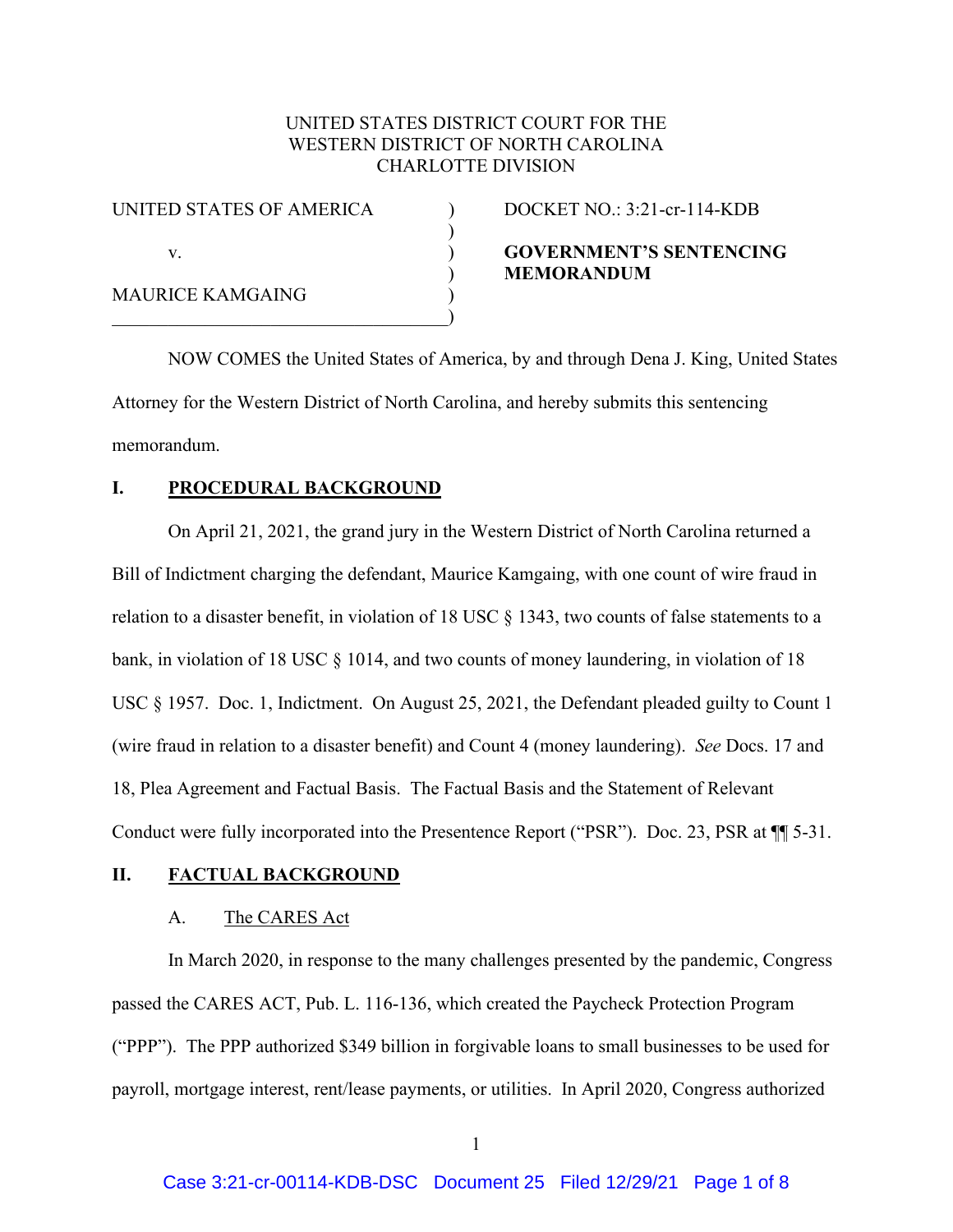UNITED STATES DISTRICT COURT FOR THE
WESTERN DISTRICT OF NORTH CAROLINA
CHARLOTTE DIVISION

| | | |
|---|---|---|
| UNITED STATES OF AMERICA | ) | DOCKET NO.: 3:21-cr-114-KDB |
| | ) | |
| v. | ) | **GOVERNMENT'S SENTENCING MEMORANDUM** |
| | ) | |
| MAURICE KAMGAING | ) | |
| | ) | |

NOW COMES the United States of America, by and through Dena J. King, United States Attorney for the Western District of North Carolina, and hereby submits this sentencing memorandum.

## I. PROCEDURAL BACKGROUND

On April 21, 2021, the grand jury in the Western District of North Carolina returned a Bill of Indictment charging the defendant, Maurice Kamgaing, with one count of wire fraud in relation to a disaster benefit, in violation of 18 USC § 1343, two counts of false statements to a bank, in violation of 18 USC § 1014, and two counts of money laundering, in violation of 18 USC § 1957. Doc. 1, Indictment. On August 25, 2021, the Defendant pleaded guilty to Count 1 (wire fraud in relation to a disaster benefit) and Count 4 (money laundering). *See* Docs. 17 and 18, Plea Agreement and Factual Basis. The Factual Basis and the Statement of Relevant Conduct were fully incorporated into the Presentence Report ("PSR"). Doc. 23, PSR at ¶¶ 5-31.

## II. FACTUAL BACKGROUND

### A. The CARES Act

In March 2020, in response to the many challenges presented by the pandemic, Congress passed the CARES ACT, Pub. L. 116-136, which created the Paycheck Protection Program ("PPP"). The PPP authorized $349 billion in forgivable loans to small businesses to be used for payroll, mortgage interest, rent/lease payments, or utilities. In April 2020, Congress authorized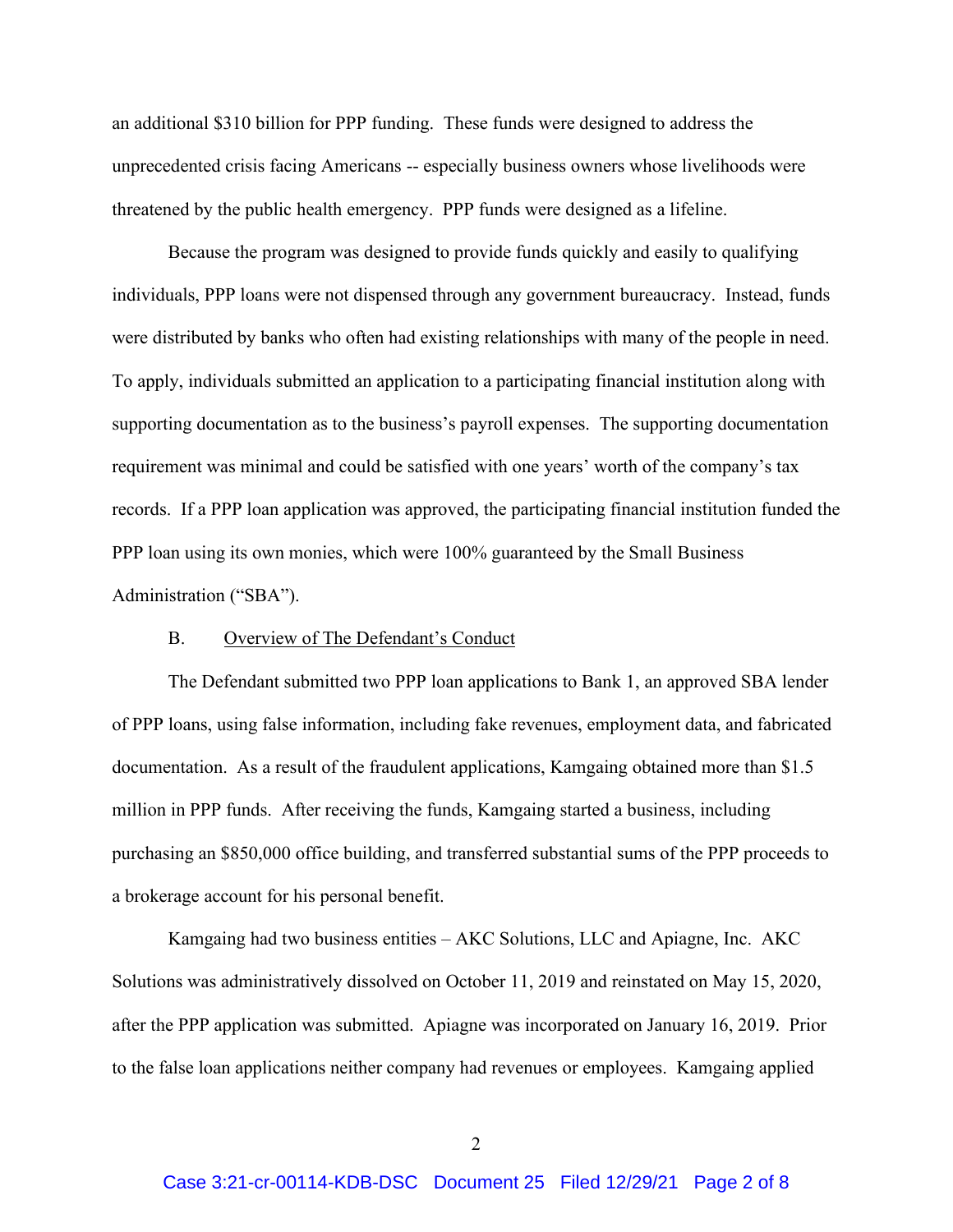an additional $310 billion for PPP funding. These funds were designed to address the unprecedented crisis facing Americans -- especially business owners whose livelihoods were threatened by the public health emergency. PPP funds were designed as a lifeline.

Because the program was designed to provide funds quickly and easily to qualifying individuals, PPP loans were not dispensed through any government bureaucracy. Instead, funds were distributed by banks who often had existing relationships with many of the people in need. To apply, individuals submitted an application to a participating financial institution along with supporting documentation as to the business's payroll expenses. The supporting documentation requirement was minimal and could be satisfied with one years' worth of the company's tax records. If a PPP loan application was approved, the participating financial institution funded the PPP loan using its own monies, which were 100% guaranteed by the Small Business Administration ("SBA").

B. Overview of The Defendant's Conduct

The Defendant submitted two PPP loan applications to Bank 1, an approved SBA lender of PPP loans, using false information, including fake revenues, employment data, and fabricated documentation. As a result of the fraudulent applications, Kamgaing obtained more than $1.5 million in PPP funds. After receiving the funds, Kamgaing started a business, including purchasing an $850,000 office building, and transferred substantial sums of the PPP proceeds to a brokerage account for his personal benefit.

Kamgaing had two business entities – AKC Solutions, LLC and Apiagne, Inc. AKC Solutions was administratively dissolved on October 11, 2019 and reinstated on May 15, 2020, after the PPP application was submitted. Apiagne was incorporated on January 16, 2019. Prior to the false loan applications neither company had revenues or employees. Kamgaing applied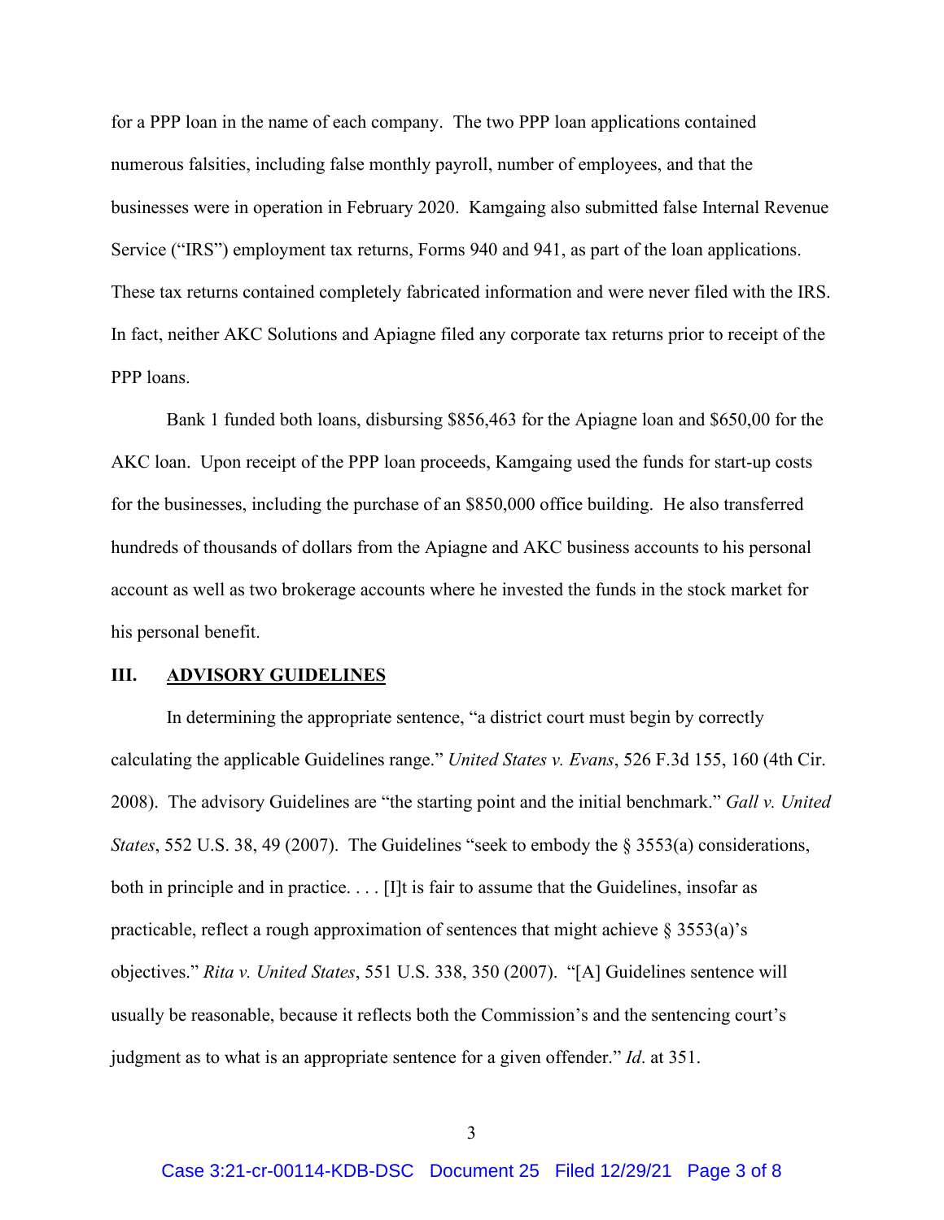for a PPP loan in the name of each company. The two PPP loan applications contained numerous falsities, including false monthly payroll, number of employees, and that the businesses were in operation in February 2020. Kamgaing also submitted false Internal Revenue Service ("IRS") employment tax returns, Forms 940 and 941, as part of the loan applications. These tax returns contained completely fabricated information and were never filed with the IRS. In fact, neither AKC Solutions and Apiagne filed any corporate tax returns prior to receipt of the PPP loans.

Bank 1 funded both loans, disbursing $856,463 for the Apiagne loan and $650,00 for the AKC loan. Upon receipt of the PPP loan proceeds, Kamgaing used the funds for start-up costs for the businesses, including the purchase of an $850,000 office building. He also transferred hundreds of thousands of dollars from the Apiagne and AKC business accounts to his personal account as well as two brokerage accounts where he invested the funds in the stock market for his personal benefit.

## III. ADVISORY GUIDELINES

In determining the appropriate sentence, "a district court must begin by correctly calculating the applicable Guidelines range." *United States v. Evans*, 526 F.3d 155, 160 (4th Cir. 2008). The advisory Guidelines are "the starting point and the initial benchmark." *Gall v. United States*, 552 U.S. 38, 49 (2007). The Guidelines "seek to embody the § 3553(a) considerations, both in principle and in practice. . . . [I]t is fair to assume that the Guidelines, insofar as practicable, reflect a rough approximation of sentences that might achieve § 3553(a)'s objectives." *Rita v. United States*, 551 U.S. 338, 350 (2007). "[A] Guidelines sentence will usually be reasonable, because it reflects both the Commission's and the sentencing court's judgment as to what is an appropriate sentence for a given offender." *Id*. at 351.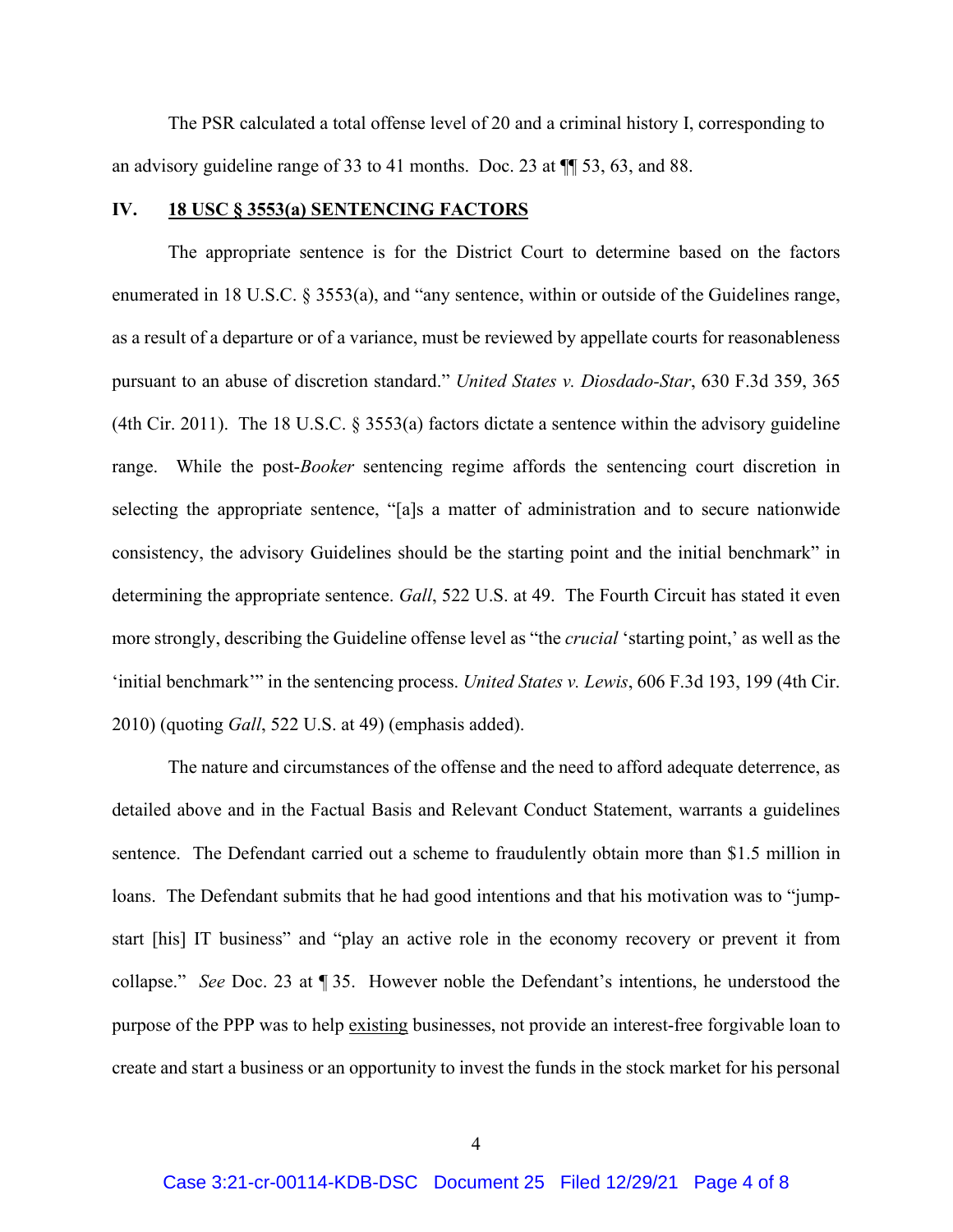The PSR calculated a total offense level of 20 and a criminal history I, corresponding to an advisory guideline range of 33 to 41 months. Doc. 23 at ¶¶ 53, 63, and 88.

## IV. 18 USC § 3553(a) SENTENCING FACTORS

The appropriate sentence is for the District Court to determine based on the factors enumerated in 18 U.S.C. § 3553(a), and "any sentence, within or outside of the Guidelines range, as a result of a departure or of a variance, must be reviewed by appellate courts for reasonableness pursuant to an abuse of discretion standard." *United States v. Diosdado-Star*, 630 F.3d 359, 365 (4th Cir. 2011). The 18 U.S.C. § 3553(a) factors dictate a sentence within the advisory guideline range. While the post-*Booker* sentencing regime affords the sentencing court discretion in selecting the appropriate sentence, "[a]s a matter of administration and to secure nationwide consistency, the advisory Guidelines should be the starting point and the initial benchmark" in determining the appropriate sentence. *Gall*, 522 U.S. at 49. The Fourth Circuit has stated it even more strongly, describing the Guideline offense level as "the *crucial* 'starting point,' as well as the 'initial benchmark'" in the sentencing process. *United States v. Lewis*, 606 F.3d 193, 199 (4th Cir. 2010) (quoting *Gall*, 522 U.S. at 49) (emphasis added).

The nature and circumstances of the offense and the need to afford adequate deterrence, as detailed above and in the Factual Basis and Relevant Conduct Statement, warrants a guidelines sentence. The Defendant carried out a scheme to fraudulently obtain more than $1.5 million in loans. The Defendant submits that he had good intentions and that his motivation was to "jump-start [his] IT business" and "play an active role in the economy recovery or prevent it from collapse." *See* Doc. 23 at ¶ 35. However noble the Defendant's intentions, he understood the purpose of the PPP was to help <u>existing</u> businesses, not provide an interest-free forgivable loan to create and start a business or an opportunity to invest the funds in the stock market for his personal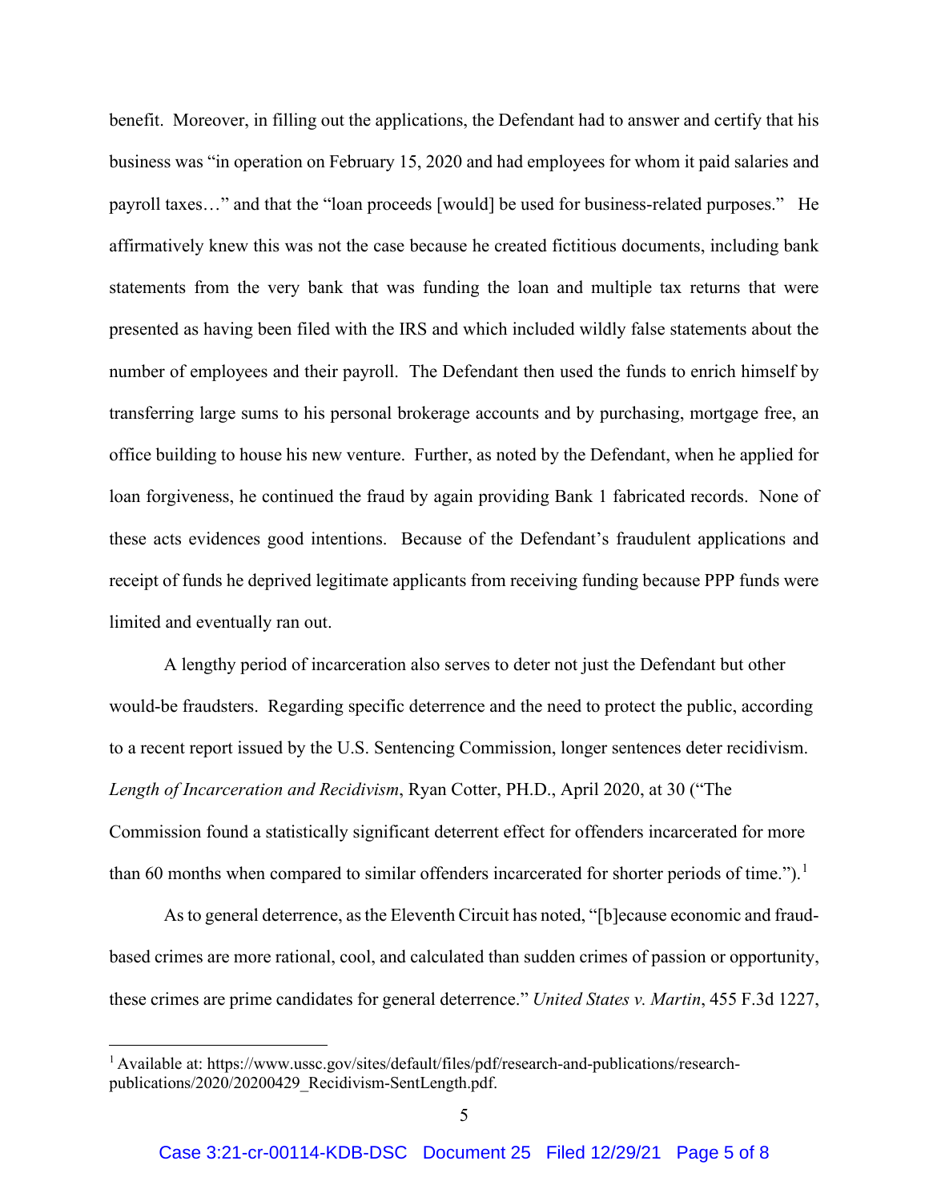benefit. Moreover, in filling out the applications, the Defendant had to answer and certify that his business was "in operation on February 15, 2020 and had employees for whom it paid salaries and payroll taxes…" and that the "loan proceeds [would] be used for business-related purposes." He affirmatively knew this was not the case because he created fictitious documents, including bank statements from the very bank that was funding the loan and multiple tax returns that were presented as having been filed with the IRS and which included wildly false statements about the number of employees and their payroll. The Defendant then used the funds to enrich himself by transferring large sums to his personal brokerage accounts and by purchasing, mortgage free, an office building to house his new venture. Further, as noted by the Defendant, when he applied for loan forgiveness, he continued the fraud by again providing Bank 1 fabricated records. None of these acts evidences good intentions. Because of the Defendant's fraudulent applications and receipt of funds he deprived legitimate applicants from receiving funding because PPP funds were limited and eventually ran out.

A lengthy period of incarceration also serves to deter not just the Defendant but other would-be fraudsters. Regarding specific deterrence and the need to protect the public, according to a recent report issued by the U.S. Sentencing Commission, longer sentences deter recidivism. *Length of Incarceration and Recidivism*, Ryan Cotter, PH.D., April 2020, at 30 ("The Commission found a statistically significant deterrent effect for offenders incarcerated for more than 60 months when compared to similar offenders incarcerated for shorter periods of time.").[1]

As to general deterrence, as the Eleventh Circuit has noted, "[b]ecause economic and fraud-based crimes are more rational, cool, and calculated than sudden crimes of passion or opportunity, these crimes are prime candidates for general deterrence." *United States v. Martin*, 455 F.3d 1227,

---

[1] Available at: https://www.ussc.gov/sites/default/files/pdf/research-and-publications/research-publications/2020/20200429_Recidivism-SentLength.pdf.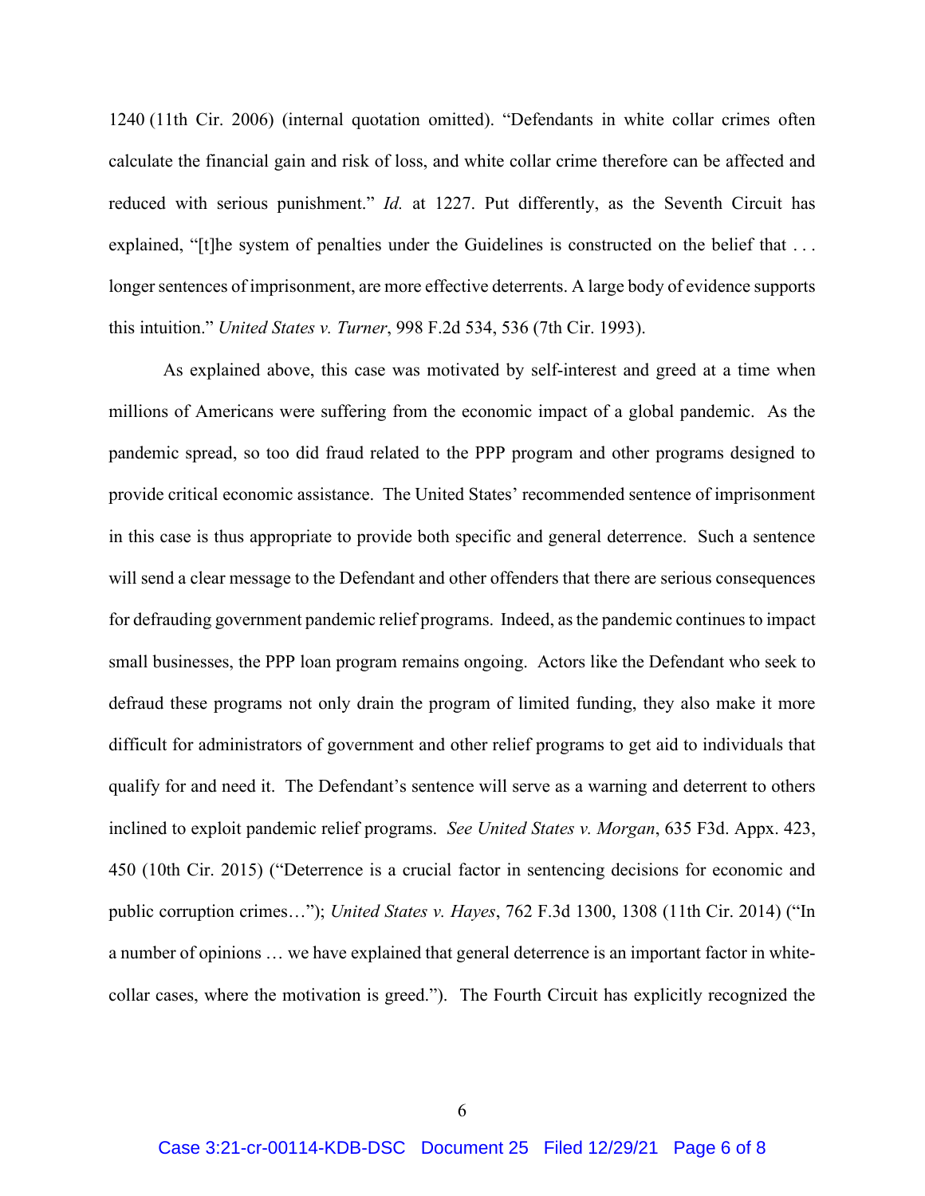1240 (11th Cir. 2006) (internal quotation omitted). "Defendants in white collar crimes often calculate the financial gain and risk of loss, and white collar crime therefore can be affected and reduced with serious punishment." *Id.* at 1227. Put differently, as the Seventh Circuit has explained, "[t]he system of penalties under the Guidelines is constructed on the belief that . . . longer sentences of imprisonment, are more effective deterrents. A large body of evidence supports this intuition." *United States v. Turner*, 998 F.2d 534, 536 (7th Cir. 1993).

As explained above, this case was motivated by self-interest and greed at a time when millions of Americans were suffering from the economic impact of a global pandemic. As the pandemic spread, so too did fraud related to the PPP program and other programs designed to provide critical economic assistance. The United States' recommended sentence of imprisonment in this case is thus appropriate to provide both specific and general deterrence. Such a sentence will send a clear message to the Defendant and other offenders that there are serious consequences for defrauding government pandemic relief programs. Indeed, as the pandemic continues to impact small businesses, the PPP loan program remains ongoing. Actors like the Defendant who seek to defraud these programs not only drain the program of limited funding, they also make it more difficult for administrators of government and other relief programs to get aid to individuals that qualify for and need it. The Defendant's sentence will serve as a warning and deterrent to others inclined to exploit pandemic relief programs. *See United States v. Morgan*, 635 F3d. Appx. 423, 450 (10th Cir. 2015) ("Deterrence is a crucial factor in sentencing decisions for economic and public corruption crimes…"); *United States v. Hayes*, 762 F.3d 1300, 1308 (11th Cir. 2014) ("In a number of opinions … we have explained that general deterrence is an important factor in white-collar cases, where the motivation is greed."). The Fourth Circuit has explicitly recognized the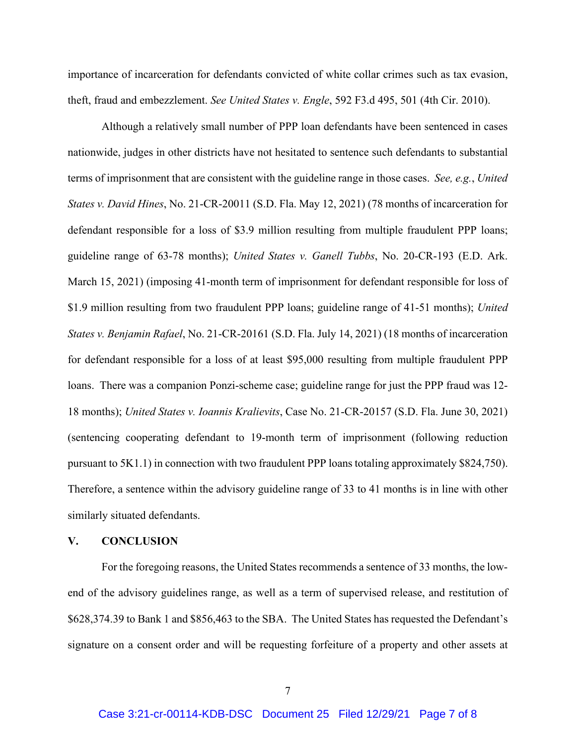importance of incarceration for defendants convicted of white collar crimes such as tax evasion, theft, fraud and embezzlement. *See United States v. Engle*, 592 F3.d 495, 501 (4th Cir. 2010).

Although a relatively small number of PPP loan defendants have been sentenced in cases nationwide, judges in other districts have not hesitated to sentence such defendants to substantial terms of imprisonment that are consistent with the guideline range in those cases. *See, e.g.*, *United States v. David Hines*, No. 21-CR-20011 (S.D. Fla. May 12, 2021) (78 months of incarceration for defendant responsible for a loss of $3.9 million resulting from multiple fraudulent PPP loans; guideline range of 63-78 months); *United States v. Ganell Tubbs*, No. 20-CR-193 (E.D. Ark. March 15, 2021) (imposing 41-month term of imprisonment for defendant responsible for loss of $1.9 million resulting from two fraudulent PPP loans; guideline range of 41-51 months); *United States v. Benjamin Rafael*, No. 21-CR-20161 (S.D. Fla. July 14, 2021) (18 months of incarceration for defendant responsible for a loss of at least $95,000 resulting from multiple fraudulent PPP loans. There was a companion Ponzi-scheme case; guideline range for just the PPP fraud was 12-18 months); *United States v. Ioannis Kralievits*, Case No. 21-CR-20157 (S.D. Fla. June 30, 2021) (sentencing cooperating defendant to 19-month term of imprisonment (following reduction pursuant to 5K1.1) in connection with two fraudulent PPP loans totaling approximately $824,750). Therefore, a sentence within the advisory guideline range of 33 to 41 months is in line with other similarly situated defendants.

## V. CONCLUSION

For the foregoing reasons, the United States recommends a sentence of 33 months, the low-end of the advisory guidelines range, as well as a term of supervised release, and restitution of $628,374.39 to Bank 1 and $856,463 to the SBA. The United States has requested the Defendant's signature on a consent order and will be requesting forfeiture of a property and other assets at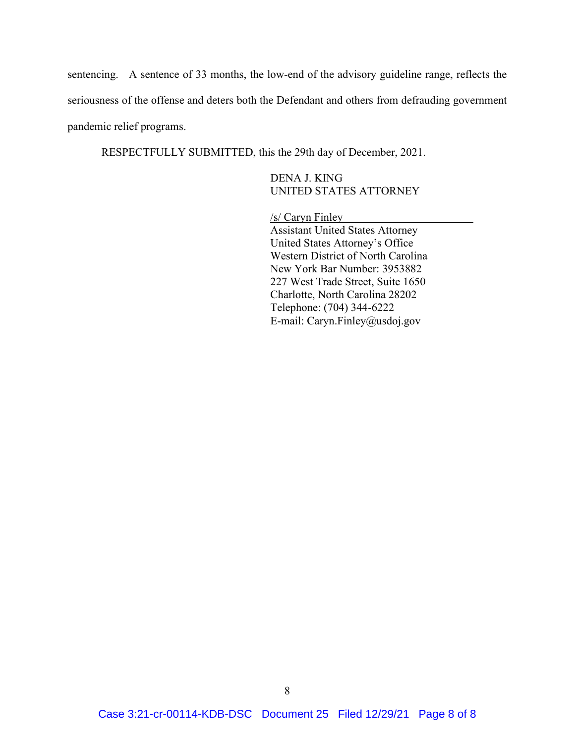sentencing. A sentence of 33 months, the low-end of the advisory guideline range, reflects the seriousness of the offense and deters both the Defendant and others from defrauding government pandemic relief programs.

RESPECTFULLY SUBMITTED, this the 29th day of December, 2021.

DENA J. KING
UNITED STATES ATTORNEY

/s/ Caryn Finley
Assistant United States Attorney
United States Attorney's Office
Western District of North Carolina
New York Bar Number: 3953882
227 West Trade Street, Suite 1650
Charlotte, North Carolina 28202
Telephone: (704) 344-6222
E-mail: Caryn.Finley@usdoj.gov